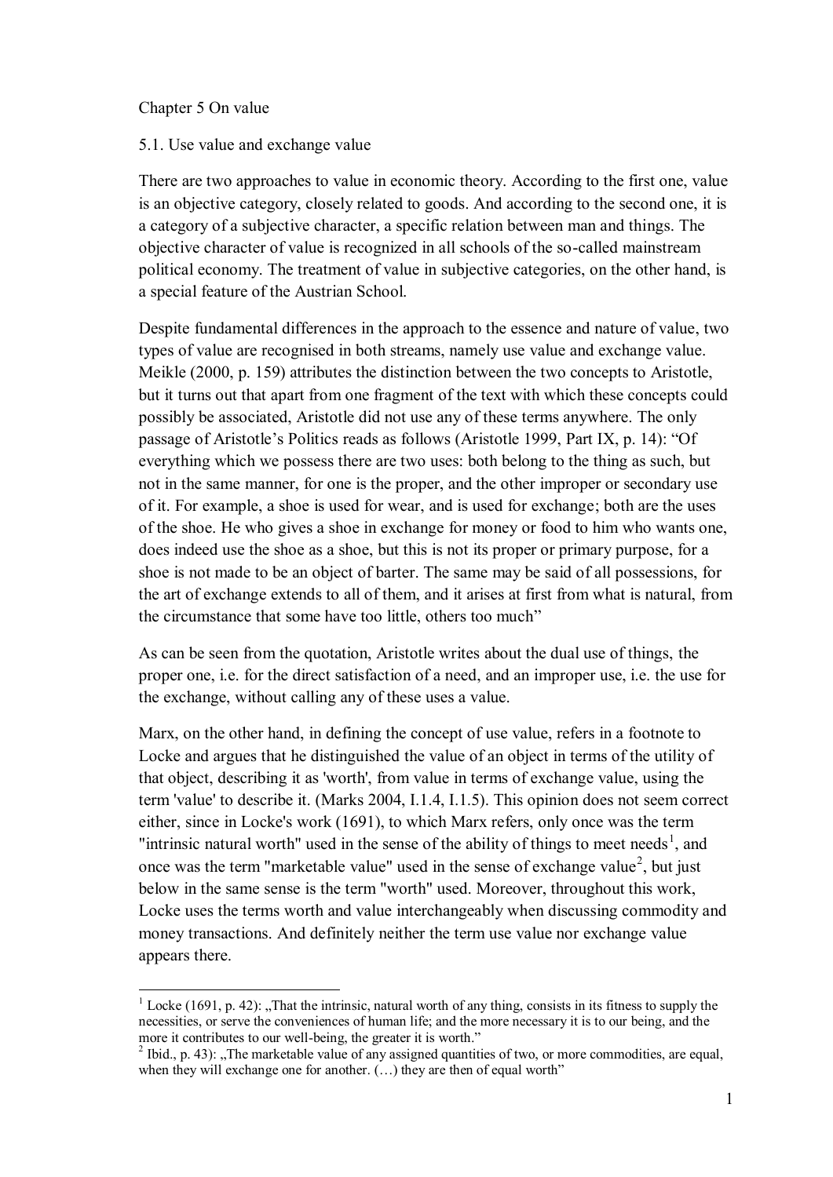Chapter 5 On value

5.1. Use value and exchange value

There are two approaches to value in economic theory. According to the first one, value is an objective category, closely related to goods. And according to the second one, it is a category of a subjective character, a specific relation between man and things. The objective character of value is recognized in all schools of the so-called mainstream political economy. The treatment of value in subjective categories, on the other hand, is a special feature of the Austrian School.

Despite fundamental differences in the approach to the essence and nature of value, two types of value are recognised in both streams, namely use value and exchange value. Meikle (2000, p. 159) attributes the distinction between the two concepts to Aristotle, but it turns out that apart from one fragment of the text with which these concepts could possibly be associated, Aristotle did not use any of these terms anywhere. The only passage of Aristotle's Politics reads as follows (Aristotle 1999, Part IX, p. 14): "Of everything which we possess there are two uses: both belong to the thing as such, but not in the same manner, for one is the proper, and the other improper or secondary use of it. For example, a shoe is used for wear, and is used for exchange; both are the uses of the shoe. He who gives a shoe in exchange for money or food to him who wants one, does indeed use the shoe as a shoe, but this is not its proper or primary purpose, for a shoe is not made to be an object of barter. The same may be said of all possessions, for the art of exchange extends to all of them, and it arises at first from what is natural, from the circumstance that some have too little, others too much"

As can be seen from the quotation, Aristotle writes about the dual use of things, the proper one, i.e. for the direct satisfaction of a need, and an improper use, i.e. the use for the exchange, without calling any of these uses a value.

Marx, on the other hand, in defining the concept of use value, refers in a footnote to Locke and argues that he distinguished the value of an object in terms of the utility of that object, describing it as 'worth', from value in terms of exchange value, using the term 'value' to describe it. (Marks 2004, I.1.4, I.1.5). This opinion does not seem correct either, since in Locke's work (1691), to which Marx refers, only once was the term "intrinsic natural worth" used in the sense of the ability of things to meet needs[1], and once was the term "marketable value" used in the sense of exchange value[2], but just below in the same sense is the term "worth" used. Moreover, throughout this work, Locke uses the terms worth and value interchangeably when discussing commodity and money transactions. And definitely neither the term use value nor exchange value appears there.

---

[1] Locke (1691, p. 42): „That the intrinsic, natural worth of any thing, consists in its fitness to supply the necessities, or serve the conveniences of human life; and the more necessary it is to our being, and the more it contributes to our well-being, the greater it is worth."

[2] Ibid., p. 43): „The marketable value of any assigned quantities of two, or more commodities, are equal, when they will exchange one for another. (…) they are then of equal worth"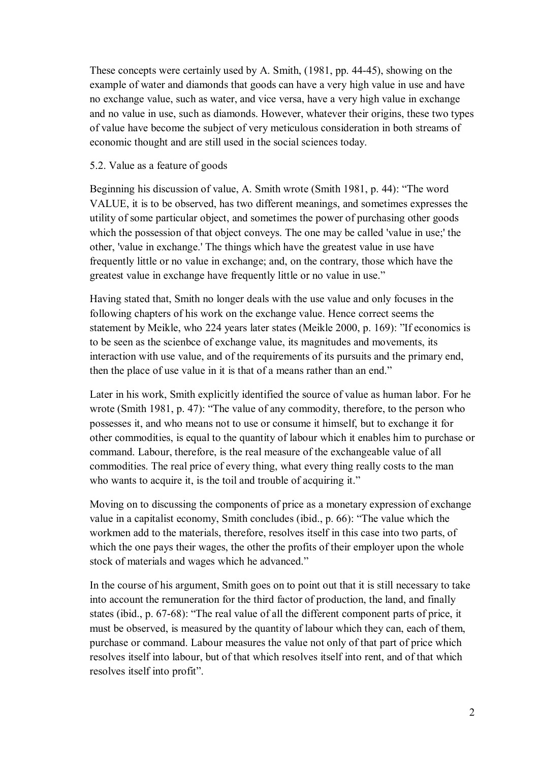These concepts were certainly used by A. Smith, (1981, pp. 44-45), showing on the example of water and diamonds that goods can have a very high value in use and have no exchange value, such as water, and vice versa, have a very high value in exchange and no value in use, such as diamonds. However, whatever their origins, these two types of value have become the subject of very meticulous consideration in both streams of economic thought and are still used in the social sciences today.

### 5.2. Value as a feature of goods

Beginning his discussion of value, A. Smith wrote (Smith 1981, p. 44): "The word VALUE, it is to be observed, has two different meanings, and sometimes expresses the utility of some particular object, and sometimes the power of purchasing other goods which the possession of that object conveys. The one may be called 'value in use;' the other, 'value in exchange.' The things which have the greatest value in use have frequently little or no value in exchange; and, on the contrary, those which have the greatest value in exchange have frequently little or no value in use."

Having stated that, Smith no longer deals with the use value and only focuses in the following chapters of his work on the exchange value. Hence correct seems the statement by Meikle, who 224 years later states (Meikle 2000, p. 169): "If economics is to be seen as the scienbce of exchange value, its magnitudes and movements, its interaction with use value, and of the requirements of its pursuits and the primary end, then the place of use value in it is that of a means rather than an end."

Later in his work, Smith explicitly identified the source of value as human labor. For he wrote (Smith 1981, p. 47): "The value of any commodity, therefore, to the person who possesses it, and who means not to use or consume it himself, but to exchange it for other commodities, is equal to the quantity of labour which it enables him to purchase or command. Labour, therefore, is the real measure of the exchangeable value of all commodities. The real price of every thing, what every thing really costs to the man who wants to acquire it, is the toil and trouble of acquiring it."

Moving on to discussing the components of price as a monetary expression of exchange value in a capitalist economy, Smith concludes (ibid., p. 66): "The value which the workmen add to the materials, therefore, resolves itself in this case into two parts, of which the one pays their wages, the other the profits of their employer upon the whole stock of materials and wages which he advanced."

In the course of his argument, Smith goes on to point out that it is still necessary to take into account the remuneration for the third factor of production, the land, and finally states (ibid., p. 67-68): "The real value of all the different component parts of price, it must be observed, is measured by the quantity of labour which they can, each of them, purchase or command. Labour measures the value not only of that part of price which resolves itself into labour, but of that which resolves itself into rent, and of that which resolves itself into profit".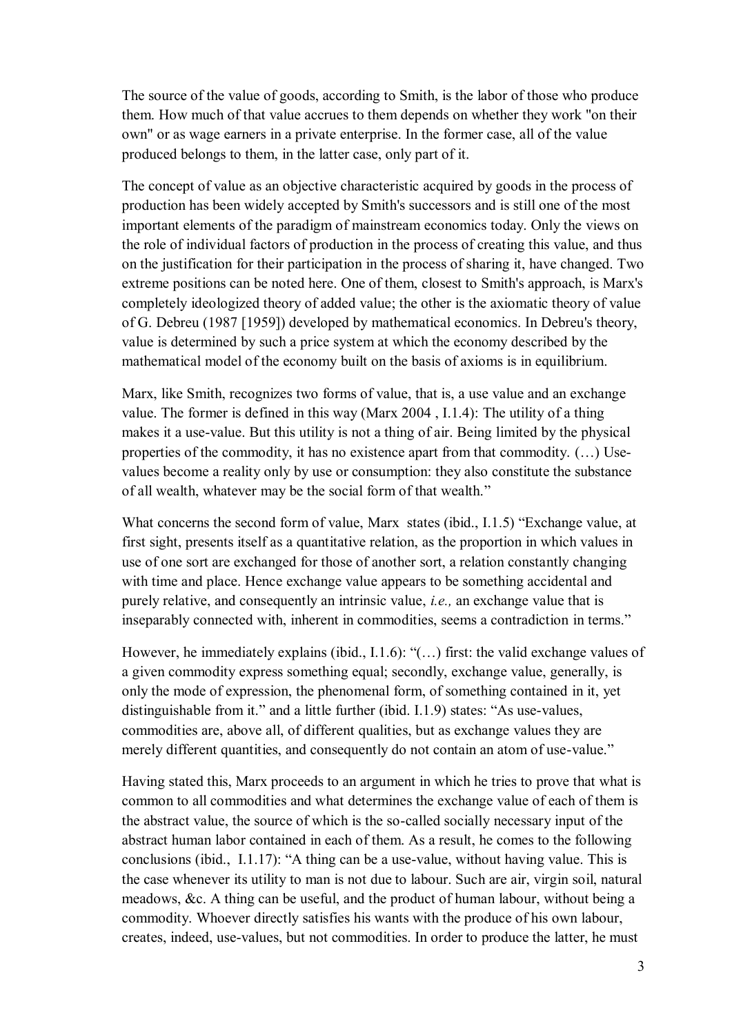The source of the value of goods, according to Smith, is the labor of those who produce them. How much of that value accrues to them depends on whether they work "on their own" or as wage earners in a private enterprise. In the former case, all of the value produced belongs to them, in the latter case, only part of it.

The concept of value as an objective characteristic acquired by goods in the process of production has been widely accepted by Smith's successors and is still one of the most important elements of the paradigm of mainstream economics today. Only the views on the role of individual factors of production in the process of creating this value, and thus on the justification for their participation in the process of sharing it, have changed. Two extreme positions can be noted here. One of them, closest to Smith's approach, is Marx's completely ideologized theory of added value; the other is the axiomatic theory of value of G. Debreu (1987 [1959]) developed by mathematical economics. In Debreu's theory, value is determined by such a price system at which the economy described by the mathematical model of the economy built on the basis of axioms is in equilibrium.

Marx, like Smith, recognizes two forms of value, that is, a use value and an exchange value. The former is defined in this way (Marx 2004 , I.1.4): The utility of a thing makes it a use-value. But this utility is not a thing of air. Being limited by the physical properties of the commodity, it has no existence apart from that commodity. (…) Use-values become a reality only by use or consumption: they also constitute the substance of all wealth, whatever may be the social form of that wealth."

What concerns the second form of value, Marx states (ibid., I.1.5) "Exchange value, at first sight, presents itself as a quantitative relation, as the proportion in which values in use of one sort are exchanged for those of another sort, a relation constantly changing with time and place. Hence exchange value appears to be something accidental and purely relative, and consequently an intrinsic value, *i.e.,* an exchange value that is inseparably connected with, inherent in commodities, seems a contradiction in terms."

However, he immediately explains (ibid., I.1.6): "(…) first: the valid exchange values of a given commodity express something equal; secondly, exchange value, generally, is only the mode of expression, the phenomenal form, of something contained in it, yet distinguishable from it." and a little further (ibid. I.1.9) states: "As use-values, commodities are, above all, of different qualities, but as exchange values they are merely different quantities, and consequently do not contain an atom of use-value."

Having stated this, Marx proceeds to an argument in which he tries to prove that what is common to all commodities and what determines the exchange value of each of them is the abstract value, the source of which is the so-called socially necessary input of the abstract human labor contained in each of them. As a result, he comes to the following conclusions (ibid., I.1.17): "A thing can be a use-value, without having value. This is the case whenever its utility to man is not due to labour. Such are air, virgin soil, natural meadows, &c. A thing can be useful, and the product of human labour, without being a commodity. Whoever directly satisfies his wants with the produce of his own labour, creates, indeed, use-values, but not commodities. In order to produce the latter, he must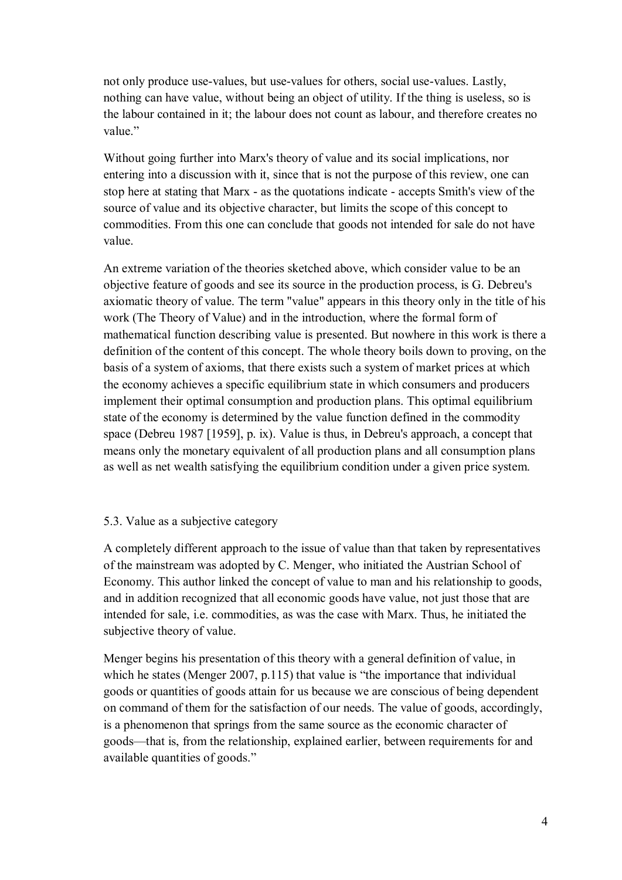not only produce use-values, but use-values for others, social use-values. Lastly, nothing can have value, without being an object of utility. If the thing is useless, so is the labour contained in it; the labour does not count as labour, and therefore creates no value."

Without going further into Marx's theory of value and its social implications, nor entering into a discussion with it, since that is not the purpose of this review, one can stop here at stating that Marx - as the quotations indicate - accepts Smith's view of the source of value and its objective character, but limits the scope of this concept to commodities. From this one can conclude that goods not intended for sale do not have value.

An extreme variation of the theories sketched above, which consider value to be an objective feature of goods and see its source in the production process, is G. Debreu's axiomatic theory of value. The term "value" appears in this theory only in the title of his work (The Theory of Value) and in the introduction, where the formal form of mathematical function describing value is presented. But nowhere in this work is there a definition of the content of this concept. The whole theory boils down to proving, on the basis of a system of axioms, that there exists such a system of market prices at which the economy achieves a specific equilibrium state in which consumers and producers implement their optimal consumption and production plans. This optimal equilibrium state of the economy is determined by the value function defined in the commodity space (Debreu 1987 [1959], p. ix). Value is thus, in Debreu's approach, a concept that means only the monetary equivalent of all production plans and all consumption plans as well as net wealth satisfying the equilibrium condition under a given price system.

## 5.3. Value as a subjective category

A completely different approach to the issue of value than that taken by representatives of the mainstream was adopted by C. Menger, who initiated the Austrian School of Economy. This author linked the concept of value to man and his relationship to goods, and in addition recognized that all economic goods have value, not just those that are intended for sale, i.e. commodities, as was the case with Marx. Thus, he initiated the subjective theory of value.

Menger begins his presentation of this theory with a general definition of value, in which he states (Menger 2007, p.115) that value is "the importance that individual goods or quantities of goods attain for us because we are conscious of being dependent on command of them for the satisfaction of our needs. The value of goods, accordingly, is a phenomenon that springs from the same source as the economic character of goods—that is, from the relationship, explained earlier, between requirements for and available quantities of goods."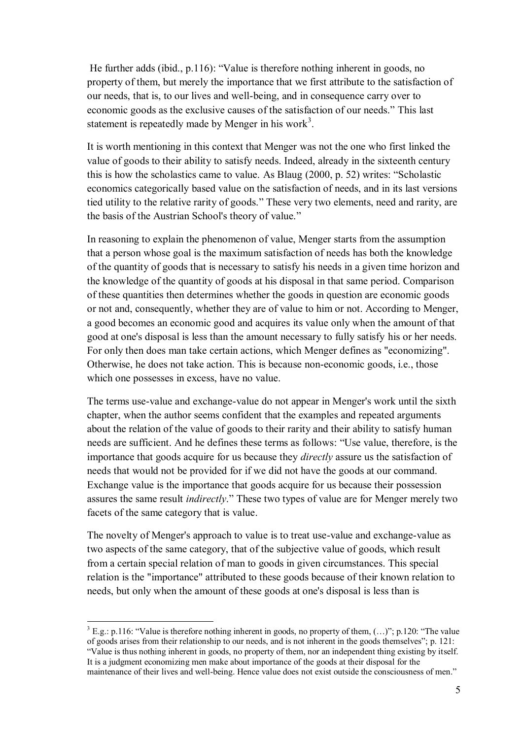He further adds (ibid., p.116): “Value is therefore nothing inherent in goods, no property of them, but merely the importance that we first attribute to the satisfaction of our needs, that is, to our lives and well-being, and in consequence carry over to economic goods as the exclusive causes of the satisfaction of our needs.” This last statement is repeatedly made by Menger in his work[3].

It is worth mentioning in this context that Menger was not the one who first linked the value of goods to their ability to satisfy needs. Indeed, already in the sixteenth century this is how the scholastics came to value. As Blaug (2000, p. 52) writes: “Scholastic economics categorically based value on the satisfaction of needs, and in its last versions tied utility to the relative rarity of goods.” These very two elements, need and rarity, are the basis of the Austrian School's theory of value.”

In reasoning to explain the phenomenon of value, Menger starts from the assumption that a person whose goal is the maximum satisfaction of needs has both the knowledge of the quantity of goods that is necessary to satisfy his needs in a given time horizon and the knowledge of the quantity of goods at his disposal in that same period. Comparison of these quantities then determines whether the goods in question are economic goods or not and, consequently, whether they are of value to him or not. According to Menger, a good becomes an economic good and acquires its value only when the amount of that good at one's disposal is less than the amount necessary to fully satisfy his or her needs. For only then does man take certain actions, which Menger defines as "economizing". Otherwise, he does not take action. This is because non-economic goods, i.e., those which one possesses in excess, have no value.

The terms use-value and exchange-value do not appear in Menger's work until the sixth chapter, when the author seems confident that the examples and repeated arguments about the relation of the value of goods to their rarity and their ability to satisfy human needs are sufficient. And he defines these terms as follows: “Use value, therefore, is the importance that goods acquire for us because they *directly* assure us the satisfaction of needs that would not be provided for if we did not have the goods at our command. Exchange value is the importance that goods acquire for us because their possession assures the same result *indirectly*.” These two types of value are for Menger merely two facets of the same category that is value.

The novelty of Menger's approach to value is to treat use-value and exchange-value as two aspects of the same category, that of the subjective value of goods, which result from a certain special relation of man to goods in given circumstances. This special relation is the "importance" attributed to these goods because of their known relation to needs, but only when the amount of these goods at one's disposal is less than is

[3] E.g.: p.116: “Value is therefore nothing inherent in goods, no property of them, (…)”; p.120: “The value of goods arises from their relationship to our needs, and is not inherent in the goods themselves”; p. 121: “Value is thus nothing inherent in goods, no property of them, nor an independent thing existing by itself. It is a judgment economizing men make about importance of the goods at their disposal for the maintenance of their lives and well-being. Hence value does not exist outside the consciousness of men.”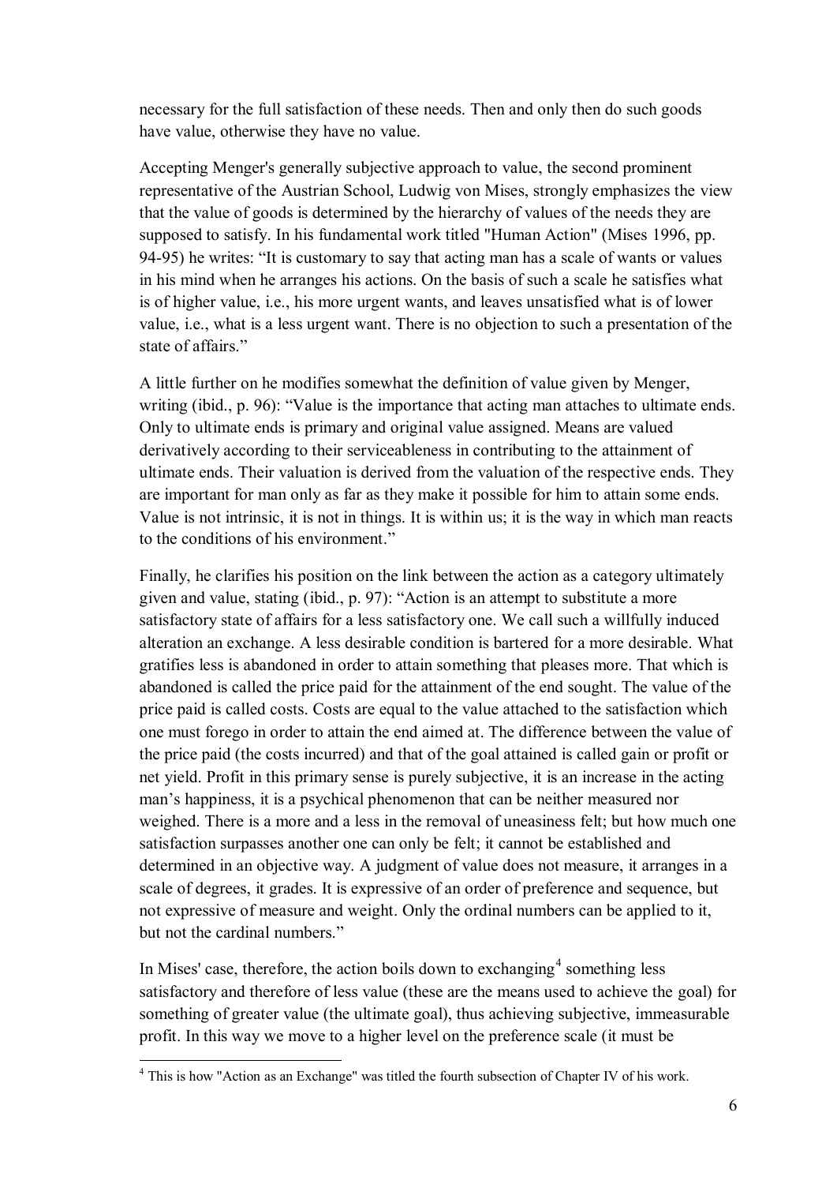necessary for the full satisfaction of these needs. Then and only then do such goods have value, otherwise they have no value.

Accepting Menger's generally subjective approach to value, the second prominent representative of the Austrian School, Ludwig von Mises, strongly emphasizes the view that the value of goods is determined by the hierarchy of values of the needs they are supposed to satisfy. In his fundamental work titled "Human Action" (Mises 1996, pp. 94-95) he writes: "It is customary to say that acting man has a scale of wants or values in his mind when he arranges his actions. On the basis of such a scale he satisfies what is of higher value, i.e., his more urgent wants, and leaves unsatisfied what is of lower value, i.e., what is a less urgent want. There is no objection to such a presentation of the state of affairs."

A little further on he modifies somewhat the definition of value given by Menger, writing (ibid., p. 96): "Value is the importance that acting man attaches to ultimate ends. Only to ultimate ends is primary and original value assigned. Means are valued derivatively according to their serviceableness in contributing to the attainment of ultimate ends. Their valuation is derived from the valuation of the respective ends. They are important for man only as far as they make it possible for him to attain some ends. Value is not intrinsic, it is not in things. It is within us; it is the way in which man reacts to the conditions of his environment."

Finally, he clarifies his position on the link between the action as a category ultimately given and value, stating (ibid., p. 97): "Action is an attempt to substitute a more satisfactory state of affairs for a less satisfactory one. We call such a willfully induced alteration an exchange. A less desirable condition is bartered for a more desirable. What gratifies less is abandoned in order to attain something that pleases more. That which is abandoned is called the price paid for the attainment of the end sought. The value of the price paid is called costs. Costs are equal to the value attached to the satisfaction which one must forego in order to attain the end aimed at. The difference between the value of the price paid (the costs incurred) and that of the goal attained is called gain or profit or net yield. Profit in this primary sense is purely subjective, it is an increase in the acting man's happiness, it is a psychical phenomenon that can be neither measured nor weighed. There is a more and a less in the removal of uneasiness felt; but how much one satisfaction surpasses another one can only be felt; it cannot be established and determined in an objective way. A judgment of value does not measure, it arranges in a scale of degrees, it grades. It is expressive of an order of preference and sequence, but not expressive of measure and weight. Only the ordinal numbers can be applied to it, but not the cardinal numbers."

In Mises' case, therefore, the action boils down to exchanging[4] something less satisfactory and therefore of less value (these are the means used to achieve the goal) for something of greater value (the ultimate goal), thus achieving subjective, immeasurable profit. In this way we move to a higher level on the preference scale (it must be

[4] This is how "Action as an Exchange" was titled the fourth subsection of Chapter IV of his work.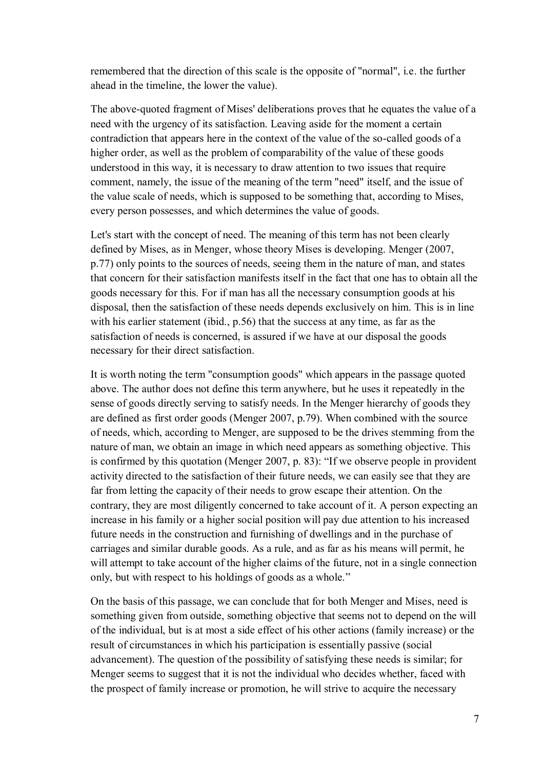remembered that the direction of this scale is the opposite of "normal", i.e. the further ahead in the timeline, the lower the value).

The above-quoted fragment of Mises' deliberations proves that he equates the value of a need with the urgency of its satisfaction. Leaving aside for the moment a certain contradiction that appears here in the context of the value of the so-called goods of a higher order, as well as the problem of comparability of the value of these goods understood in this way, it is necessary to draw attention to two issues that require comment, namely, the issue of the meaning of the term "need" itself, and the issue of the value scale of needs, which is supposed to be something that, according to Mises, every person possesses, and which determines the value of goods.

Let's start with the concept of need. The meaning of this term has not been clearly defined by Mises, as in Menger, whose theory Mises is developing. Menger (2007, p.77) only points to the sources of needs, seeing them in the nature of man, and states that concern for their satisfaction manifests itself in the fact that one has to obtain all the goods necessary for this. For if man has all the necessary consumption goods at his disposal, then the satisfaction of these needs depends exclusively on him. This is in line with his earlier statement (ibid., p.56) that the success at any time, as far as the satisfaction of needs is concerned, is assured if we have at our disposal the goods necessary for their direct satisfaction.

It is worth noting the term "consumption goods" which appears in the passage quoted above. The author does not define this term anywhere, but he uses it repeatedly in the sense of goods directly serving to satisfy needs. In the Menger hierarchy of goods they are defined as first order goods (Menger 2007, p.79). When combined with the source of needs, which, according to Menger, are supposed to be the drives stemming from the nature of man, we obtain an image in which need appears as something objective. This is confirmed by this quotation (Menger 2007, p. 83): "If we observe people in provident activity directed to the satisfaction of their future needs, we can easily see that they are far from letting the capacity of their needs to grow escape their attention. On the contrary, they are most diligently concerned to take account of it. A person expecting an increase in his family or a higher social position will pay due attention to his increased future needs in the construction and furnishing of dwellings and in the purchase of carriages and similar durable goods. As a rule, and as far as his means will permit, he will attempt to take account of the higher claims of the future, not in a single connection only, but with respect to his holdings of goods as a whole."

On the basis of this passage, we can conclude that for both Menger and Mises, need is something given from outside, something objective that seems not to depend on the will of the individual, but is at most a side effect of his other actions (family increase) or the result of circumstances in which his participation is essentially passive (social advancement). The question of the possibility of satisfying these needs is similar; for Menger seems to suggest that it is not the individual who decides whether, faced with the prospect of family increase or promotion, he will strive to acquire the necessary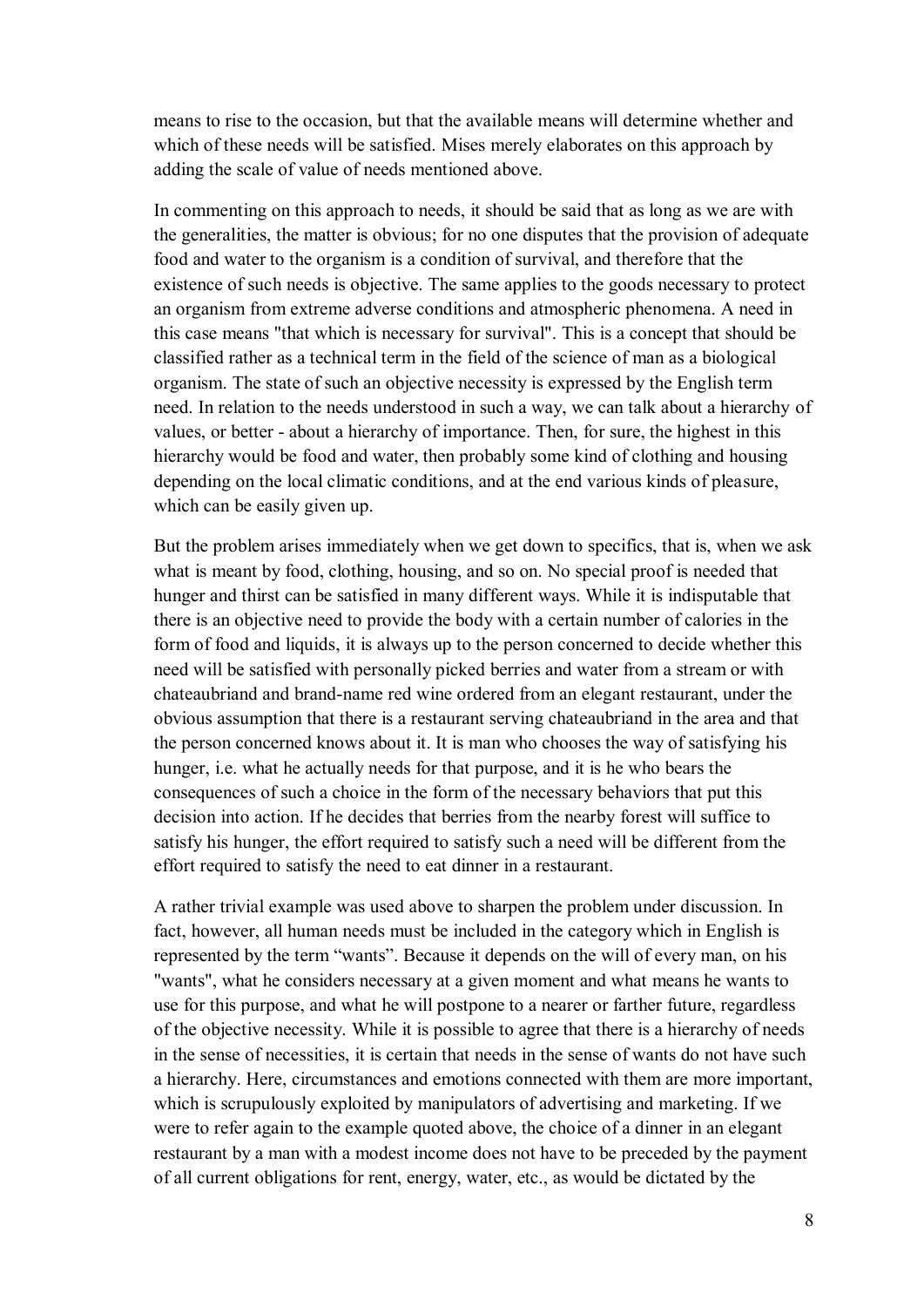means to rise to the occasion, but that the available means will determine whether and which of these needs will be satisfied. Mises merely elaborates on this approach by adding the scale of value of needs mentioned above.

In commenting on this approach to needs, it should be said that as long as we are with the generalities, the matter is obvious; for no one disputes that the provision of adequate food and water to the organism is a condition of survival, and therefore that the existence of such needs is objective. The same applies to the goods necessary to protect an organism from extreme adverse conditions and atmospheric phenomena. A need in this case means "that which is necessary for survival". This is a concept that should be classified rather as a technical term in the field of the science of man as a biological organism. The state of such an objective necessity is expressed by the English term need. In relation to the needs understood in such a way, we can talk about a hierarchy of values, or better - about a hierarchy of importance. Then, for sure, the highest in this hierarchy would be food and water, then probably some kind of clothing and housing depending on the local climatic conditions, and at the end various kinds of pleasure, which can be easily given up.

But the problem arises immediately when we get down to specifics, that is, when we ask what is meant by food, clothing, housing, and so on. No special proof is needed that hunger and thirst can be satisfied in many different ways. While it is indisputable that there is an objective need to provide the body with a certain number of calories in the form of food and liquids, it is always up to the person concerned to decide whether this need will be satisfied with personally picked berries and water from a stream or with chateaubriand and brand-name red wine ordered from an elegant restaurant, under the obvious assumption that there is a restaurant serving chateaubriand in the area and that the person concerned knows about it. It is man who chooses the way of satisfying his hunger, i.e. what he actually needs for that purpose, and it is he who bears the consequences of such a choice in the form of the necessary behaviors that put this decision into action. If he decides that berries from the nearby forest will suffice to satisfy his hunger, the effort required to satisfy such a need will be different from the effort required to satisfy the need to eat dinner in a restaurant.

A rather trivial example was used above to sharpen the problem under discussion. In fact, however, all human needs must be included in the category which in English is represented by the term "wants". Because it depends on the will of every man, on his "wants", what he considers necessary at a given moment and what means he wants to use for this purpose, and what he will postpone to a nearer or farther future, regardless of the objective necessity. While it is possible to agree that there is a hierarchy of needs in the sense of necessities, it is certain that needs in the sense of wants do not have such a hierarchy. Here, circumstances and emotions connected with them are more important, which is scrupulously exploited by manipulators of advertising and marketing. If we were to refer again to the example quoted above, the choice of a dinner in an elegant restaurant by a man with a modest income does not have to be preceded by the payment of all current obligations for rent, energy, water, etc., as would be dictated by the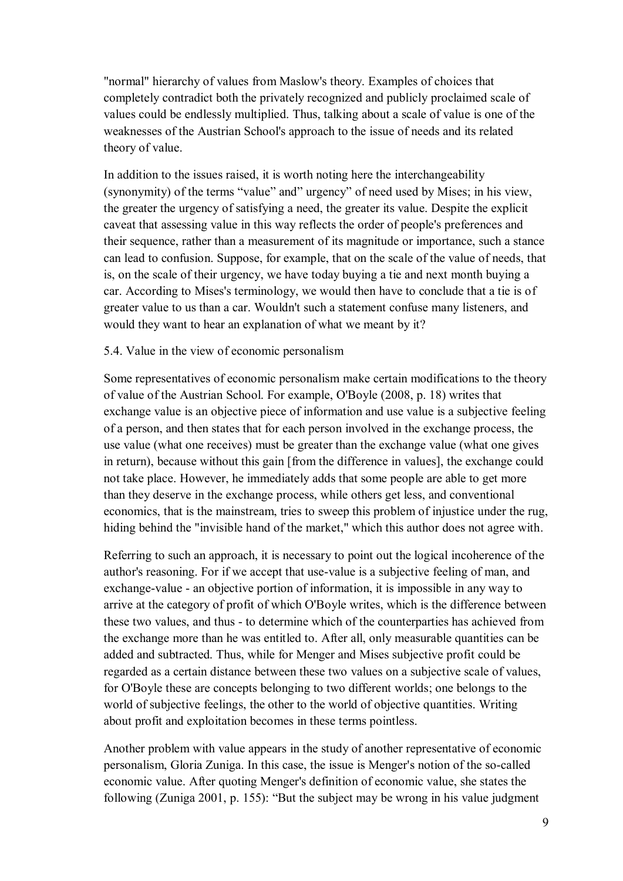"normal" hierarchy of values from Maslow's theory. Examples of choices that completely contradict both the privately recognized and publicly proclaimed scale of values could be endlessly multiplied. Thus, talking about a scale of value is one of the weaknesses of the Austrian School's approach to the issue of needs and its related theory of value.

In addition to the issues raised, it is worth noting here the interchangeability (synonymity) of the terms "value" and" urgency" of need used by Mises; in his view, the greater the urgency of satisfying a need, the greater its value. Despite the explicit caveat that assessing value in this way reflects the order of people's preferences and their sequence, rather than a measurement of its magnitude or importance, such a stance can lead to confusion. Suppose, for example, that on the scale of the value of needs, that is, on the scale of their urgency, we have today buying a tie and next month buying a car. According to Mises's terminology, we would then have to conclude that a tie is of greater value to us than a car. Wouldn't such a statement confuse many listeners, and would they want to hear an explanation of what we meant by it?

### 5.4. Value in the view of economic personalism

Some representatives of economic personalism make certain modifications to the theory of value of the Austrian School. For example, O'Boyle (2008, p. 18) writes that exchange value is an objective piece of information and use value is a subjective feeling of a person, and then states that for each person involved in the exchange process, the use value (what one receives) must be greater than the exchange value (what one gives in return), because without this gain [from the difference in values], the exchange could not take place. However, he immediately adds that some people are able to get more than they deserve in the exchange process, while others get less, and conventional economics, that is the mainstream, tries to sweep this problem of injustice under the rug, hiding behind the "invisible hand of the market," which this author does not agree with.

Referring to such an approach, it is necessary to point out the logical incoherence of the author's reasoning. For if we accept that use-value is a subjective feeling of man, and exchange-value - an objective portion of information, it is impossible in any way to arrive at the category of profit of which O'Boyle writes, which is the difference between these two values, and thus - to determine which of the counterparties has achieved from the exchange more than he was entitled to. After all, only measurable quantities can be added and subtracted. Thus, while for Menger and Mises subjective profit could be regarded as a certain distance between these two values on a subjective scale of values, for O'Boyle these are concepts belonging to two different worlds; one belongs to the world of subjective feelings, the other to the world of objective quantities. Writing about profit and exploitation becomes in these terms pointless.

Another problem with value appears in the study of another representative of economic personalism, Gloria Zuniga. In this case, the issue is Menger's notion of the so-called economic value. After quoting Menger's definition of economic value, she states the following (Zuniga 2001, p. 155): "But the subject may be wrong in his value judgment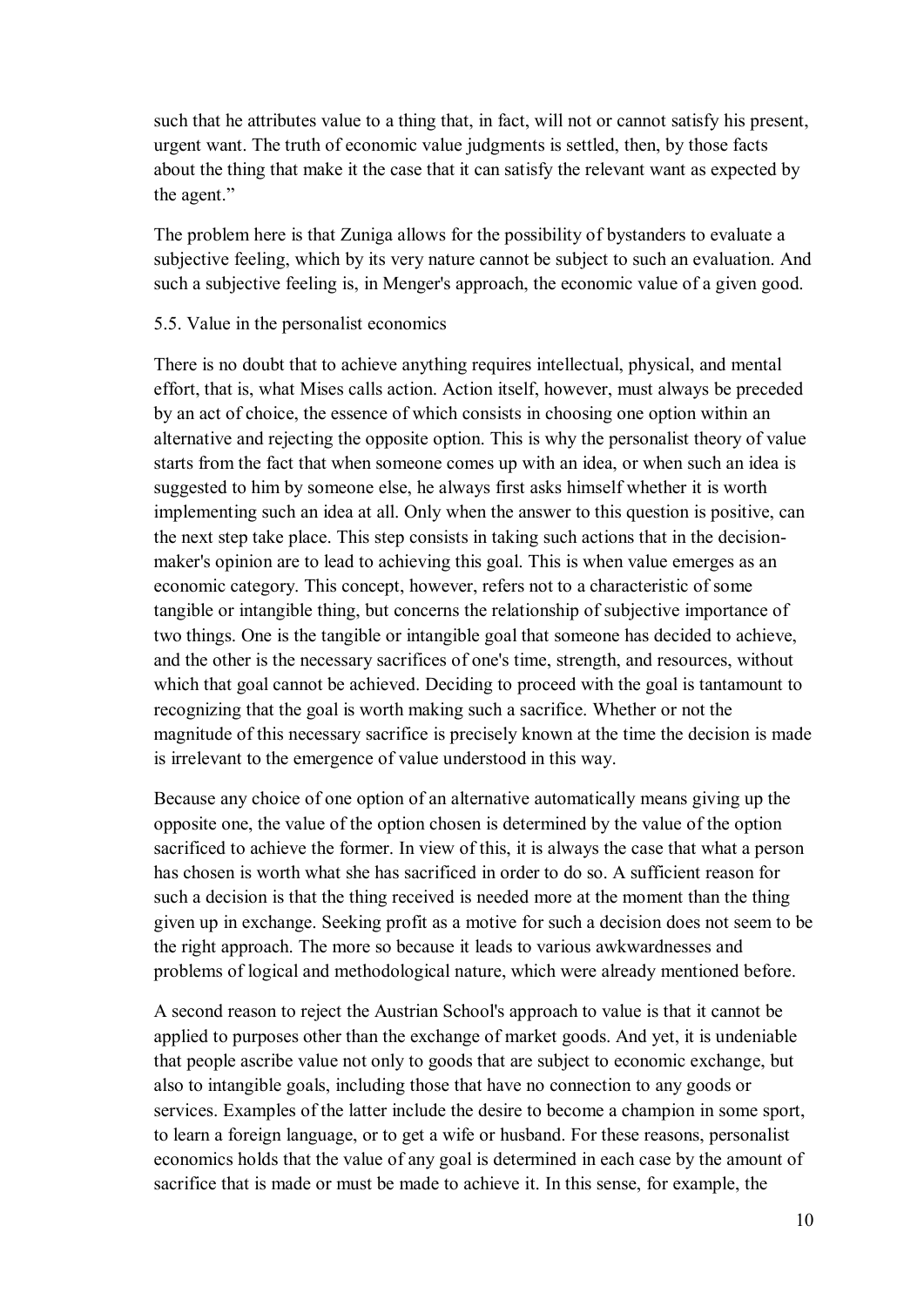such that he attributes value to a thing that, in fact, will not or cannot satisfy his present, urgent want. The truth of economic value judgments is settled, then, by those facts about the thing that make it the case that it can satisfy the relevant want as expected by the agent."

The problem here is that Zuniga allows for the possibility of bystanders to evaluate a subjective feeling, which by its very nature cannot be subject to such an evaluation. And such a subjective feeling is, in Menger's approach, the economic value of a given good.

### 5.5. Value in the personalist economics

There is no doubt that to achieve anything requires intellectual, physical, and mental effort, that is, what Mises calls action. Action itself, however, must always be preceded by an act of choice, the essence of which consists in choosing one option within an alternative and rejecting the opposite option. This is why the personalist theory of value starts from the fact that when someone comes up with an idea, or when such an idea is suggested to him by someone else, he always first asks himself whether it is worth implementing such an idea at all. Only when the answer to this question is positive, can the next step take place. This step consists in taking such actions that in the decision-maker's opinion are to lead to achieving this goal. This is when value emerges as an economic category. This concept, however, refers not to a characteristic of some tangible or intangible thing, but concerns the relationship of subjective importance of two things. One is the tangible or intangible goal that someone has decided to achieve, and the other is the necessary sacrifices of one's time, strength, and resources, without which that goal cannot be achieved. Deciding to proceed with the goal is tantamount to recognizing that the goal is worth making such a sacrifice. Whether or not the magnitude of this necessary sacrifice is precisely known at the time the decision is made is irrelevant to the emergence of value understood in this way.

Because any choice of one option of an alternative automatically means giving up the opposite one, the value of the option chosen is determined by the value of the option sacrificed to achieve the former. In view of this, it is always the case that what a person has chosen is worth what she has sacrificed in order to do so. A sufficient reason for such a decision is that the thing received is needed more at the moment than the thing given up in exchange. Seeking profit as a motive for such a decision does not seem to be the right approach. The more so because it leads to various awkwardnesses and problems of logical and methodological nature, which were already mentioned before.

A second reason to reject the Austrian School's approach to value is that it cannot be applied to purposes other than the exchange of market goods. And yet, it is undeniable that people ascribe value not only to goods that are subject to economic exchange, but also to intangible goals, including those that have no connection to any goods or services. Examples of the latter include the desire to become a champion in some sport, to learn a foreign language, or to get a wife or husband. For these reasons, personalist economics holds that the value of any goal is determined in each case by the amount of sacrifice that is made or must be made to achieve it. In this sense, for example, the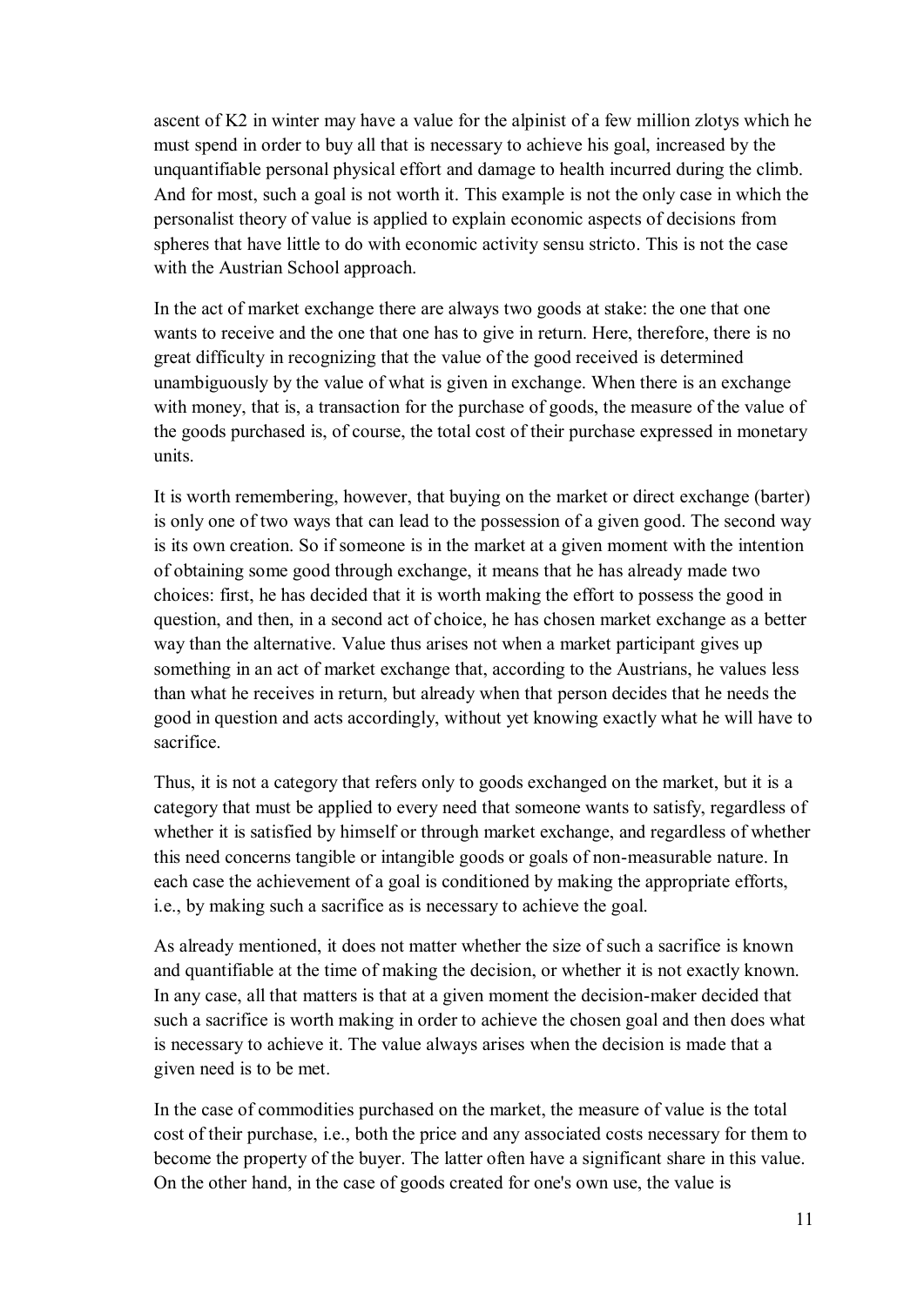ascent of K2 in winter may have a value for the alpinist of a few million zlotys which he must spend in order to buy all that is necessary to achieve his goal, increased by the unquantifiable personal physical effort and damage to health incurred during the climb. And for most, such a goal is not worth it. This example is not the only case in which the personalist theory of value is applied to explain economic aspects of decisions from spheres that have little to do with economic activity sensu stricto. This is not the case with the Austrian School approach.

In the act of market exchange there are always two goods at stake: the one that one wants to receive and the one that one has to give in return. Here, therefore, there is no great difficulty in recognizing that the value of the good received is determined unambiguously by the value of what is given in exchange. When there is an exchange with money, that is, a transaction for the purchase of goods, the measure of the value of the goods purchased is, of course, the total cost of their purchase expressed in monetary units.

It is worth remembering, however, that buying on the market or direct exchange (barter) is only one of two ways that can lead to the possession of a given good. The second way is its own creation. So if someone is in the market at a given moment with the intention of obtaining some good through exchange, it means that he has already made two choices: first, he has decided that it is worth making the effort to possess the good in question, and then, in a second act of choice, he has chosen market exchange as a better way than the alternative. Value thus arises not when a market participant gives up something in an act of market exchange that, according to the Austrians, he values less than what he receives in return, but already when that person decides that he needs the good in question and acts accordingly, without yet knowing exactly what he will have to sacrifice.

Thus, it is not a category that refers only to goods exchanged on the market, but it is a category that must be applied to every need that someone wants to satisfy, regardless of whether it is satisfied by himself or through market exchange, and regardless of whether this need concerns tangible or intangible goods or goals of non-measurable nature. In each case the achievement of a goal is conditioned by making the appropriate efforts, i.e., by making such a sacrifice as is necessary to achieve the goal.

As already mentioned, it does not matter whether the size of such a sacrifice is known and quantifiable at the time of making the decision, or whether it is not exactly known. In any case, all that matters is that at a given moment the decision-maker decided that such a sacrifice is worth making in order to achieve the chosen goal and then does what is necessary to achieve it. The value always arises when the decision is made that a given need is to be met.

In the case of commodities purchased on the market, the measure of value is the total cost of their purchase, i.e., both the price and any associated costs necessary for them to become the property of the buyer. The latter often have a significant share in this value. On the other hand, in the case of goods created for one's own use, the value is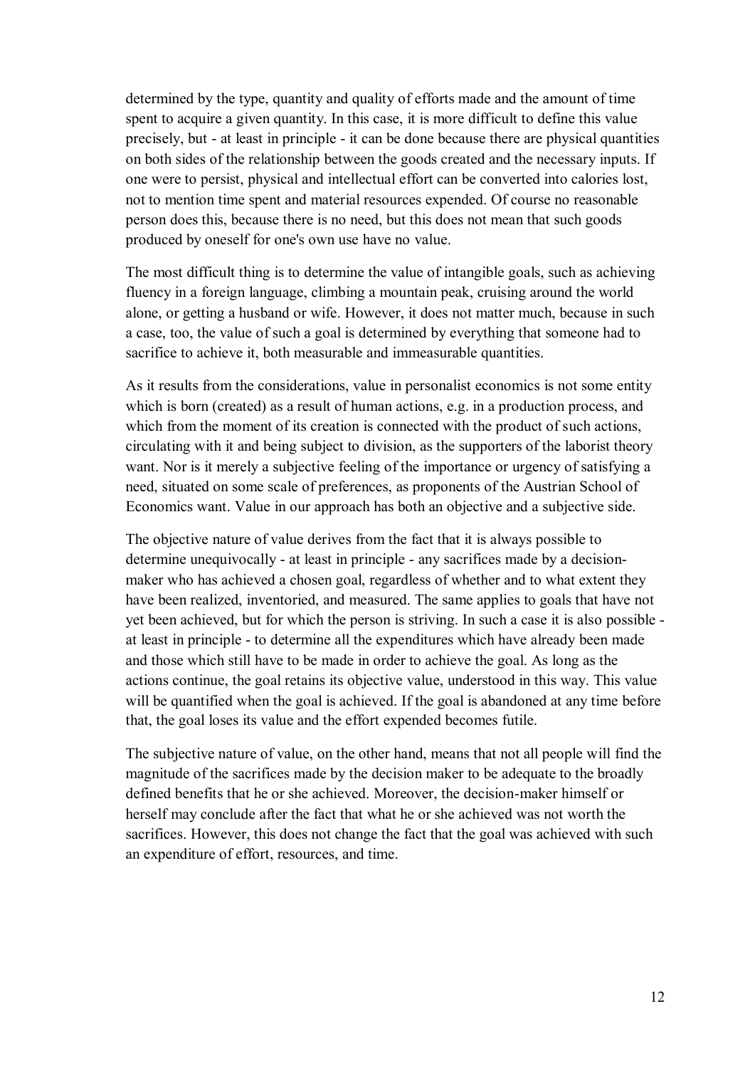determined by the type, quantity and quality of efforts made and the amount of time spent to acquire a given quantity. In this case, it is more difficult to define this value precisely, but - at least in principle - it can be done because there are physical quantities on both sides of the relationship between the goods created and the necessary inputs. If one were to persist, physical and intellectual effort can be converted into calories lost, not to mention time spent and material resources expended. Of course no reasonable person does this, because there is no need, but this does not mean that such goods produced by oneself for one's own use have no value.

The most difficult thing is to determine the value of intangible goals, such as achieving fluency in a foreign language, climbing a mountain peak, cruising around the world alone, or getting a husband or wife. However, it does not matter much, because in such a case, too, the value of such a goal is determined by everything that someone had to sacrifice to achieve it, both measurable and immeasurable quantities.

As it results from the considerations, value in personalist economics is not some entity which is born (created) as a result of human actions, e.g. in a production process, and which from the moment of its creation is connected with the product of such actions, circulating with it and being subject to division, as the supporters of the laborist theory want. Nor is it merely a subjective feeling of the importance or urgency of satisfying a need, situated on some scale of preferences, as proponents of the Austrian School of Economics want. Value in our approach has both an objective and a subjective side.

The objective nature of value derives from the fact that it is always possible to determine unequivocally - at least in principle - any sacrifices made by a decision-maker who has achieved a chosen goal, regardless of whether and to what extent they have been realized, inventoried, and measured. The same applies to goals that have not yet been achieved, but for which the person is striving. In such a case it is also possible - at least in principle - to determine all the expenditures which have already been made and those which still have to be made in order to achieve the goal. As long as the actions continue, the goal retains its objective value, understood in this way. This value will be quantified when the goal is achieved. If the goal is abandoned at any time before that, the goal loses its value and the effort expended becomes futile.

The subjective nature of value, on the other hand, means that not all people will find the magnitude of the sacrifices made by the decision maker to be adequate to the broadly defined benefits that he or she achieved. Moreover, the decision-maker himself or herself may conclude after the fact that what he or she achieved was not worth the sacrifices. However, this does not change the fact that the goal was achieved with such an expenditure of effort, resources, and time.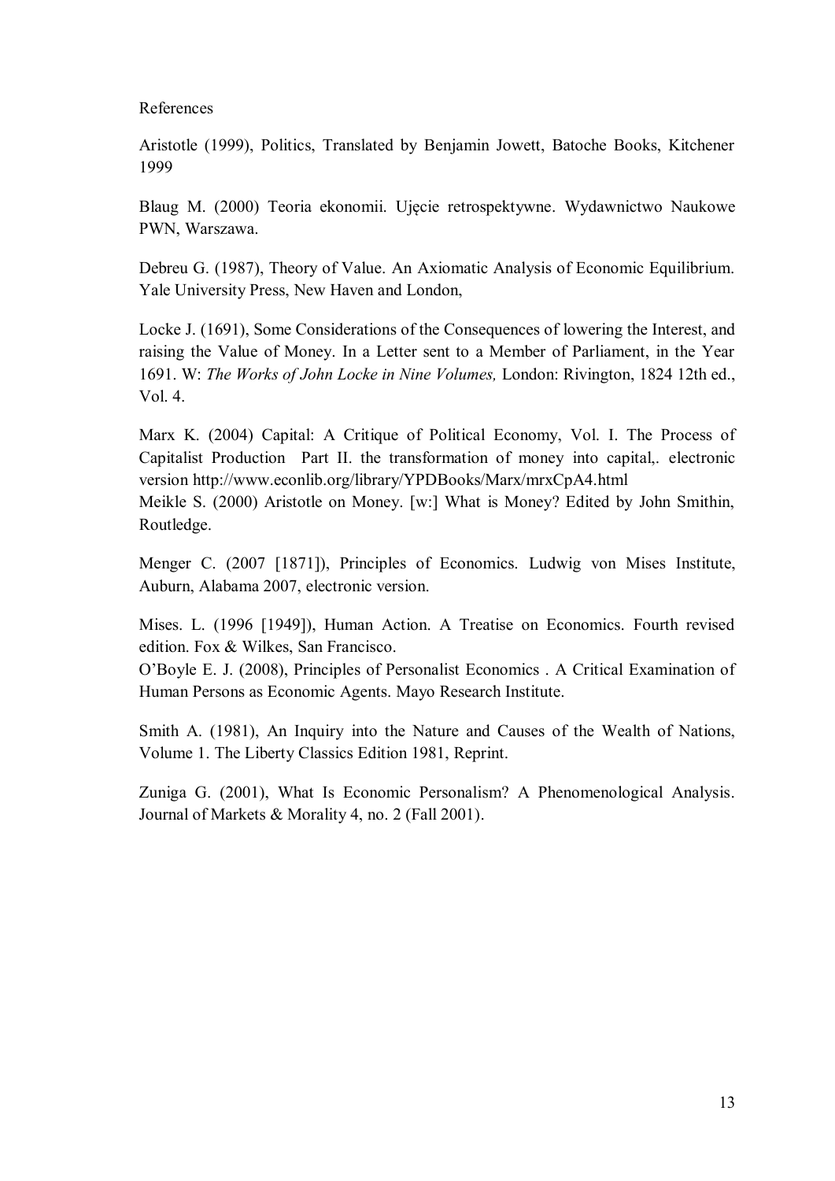References

Aristotle (1999), Politics, Translated by Benjamin Jowett, Batoche Books, Kitchener 1999

Blaug M. (2000) Teoria ekonomii. Ujęcie retrospektywne. Wydawnictwo Naukowe PWN, Warszawa.

Debreu G. (1987), Theory of Value. An Axiomatic Analysis of Economic Equilibrium. Yale University Press, New Haven and London,

Locke J. (1691), Some Considerations of the Consequences of lowering the Interest, and raising the Value of Money. In a Letter sent to a Member of Parliament, in the Year 1691. W: *The Works of John Locke in Nine Volumes,* London: Rivington, 1824 12th ed., Vol. 4.

Marx K. (2004) Capital: A Critique of Political Economy, Vol. I. The Process of Capitalist Production Part II. the transformation of money into capital,. electronic version http://www.econlib.org/library/YPDBooks/Marx/mrxCpA4.html

Meikle S. (2000) Aristotle on Money. [w:] What is Money? Edited by John Smithin, Routledge.

Menger C. (2007 [1871]), Principles of Economics. Ludwig von Mises Institute, Auburn, Alabama 2007, electronic version.

Mises. L. (1996 [1949]), Human Action. A Treatise on Economics. Fourth revised edition. Fox & Wilkes, San Francisco.

O'Boyle E. J. (2008), Principles of Personalist Economics . A Critical Examination of Human Persons as Economic Agents. Mayo Research Institute.

Smith A. (1981), An Inquiry into the Nature and Causes of the Wealth of Nations, Volume 1. The Liberty Classics Edition 1981, Reprint.

Zuniga G. (2001), What Is Economic Personalism? A Phenomenological Analysis. Journal of Markets & Morality 4, no. 2 (Fall 2001).